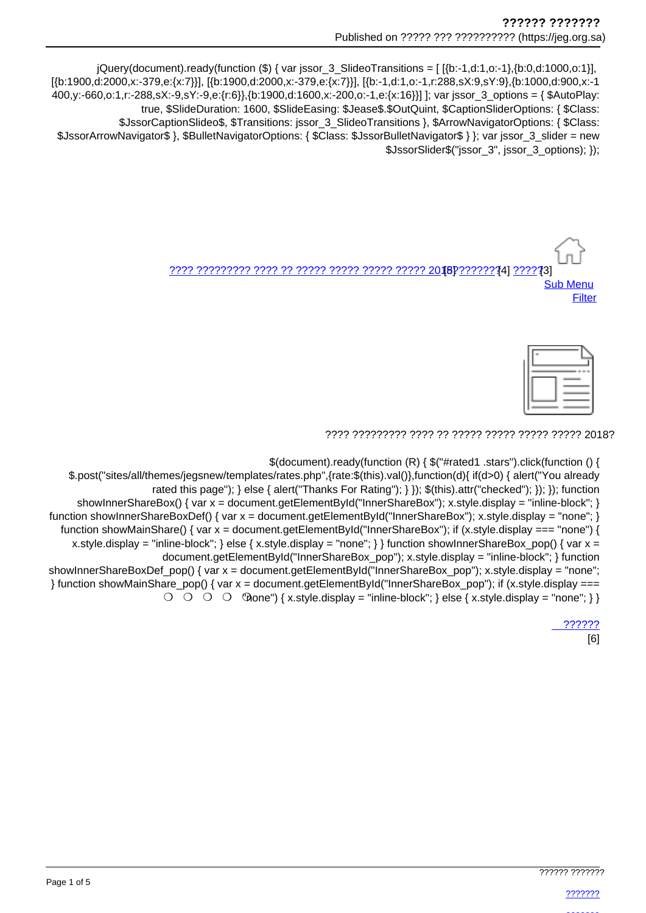jQuery(document).ready(function ($) { var jssor_3_SlideoTransitions = [ [{b:-1,d:1,o:-1},{b:0,d:1000,o:1}], [{b:1900,d:2000,x:-379,e:{x:7}}], [{b:1900,d:2000,x:-379,e:{x:7}}], [{b:-1,d:1,o:-1,r:288,sX:9,sY:9},{b:1000,d:900,x:-1400,y:-660,o:1,r:-288,sX:-9,sY:-9,e:{r:6}},{b:1900,d:1600,x:-200,o:-1,e:{x:16}}] ]; var jssor_3_options = { $AutoPlay: true, $SlideDuration: 1600, $SlideEasing: $Jease$.$OutQuint, $CaptionSliderOptions: { $Class: $JssorCaptionSlideo$, $Transitions: jssor_3_SlideoTransitions }, $ArrowNavigatorOptions: { $Class: $JssorArrowNavigator$ }, $BulletNavigatorOptions: { $Class: $JssorBulletNavigator$ } }; var jssor_3_slider = new $JssorSlider$("jssor_3", jssor_3_options); });

[???? ????????? ???? ?? ????? ????? ????? ????? 2018][5] [???????][4] [?????][3]

[Sub Menu]
[Filter]

???? ????????? ???? ?? ????? ????? ????? ????? 2018?

$(document).ready(function (R) { $("#rated1 .stars").click(function () { $.post("sites/all/themes/jegsnew/templates/rates.php",{rate:$(this).val()},function(d){ if(d>0) { alert("You already rated this page"); } else { alert("Thanks For Rating"); } }); $(this).attr("checked"); }); }); function showInnerShareBox() { var x = document.getElementById("InnerShareBox"); x.style.display = "inline-block"; } function showInnerShareBoxDef() { var x = document.getElementById("InnerShareBox"); x.style.display = "none"; } function showMainShare() { var x = document.getElementById("InnerShareBox"); if (x.style.display === "none") { x.style.display = "inline-block"; } else { x.style.display = "none"; } } function showInnerShareBox_pop() { var x = document.getElementById("InnerShareBox_pop"); x.style.display = "inline-block"; } function showInnerShareBoxDef_pop() { var x = document.getElementById("InnerShareBox_pop"); x.style.display = "none"; } function showMainShare_pop() { var x = document.getElementById("InnerShareBox_pop"); if (x.style.display === "none") { x.style.display = "inline-block"; } else { x.style.display = "none"; } }

[??????]
[6]

[???????]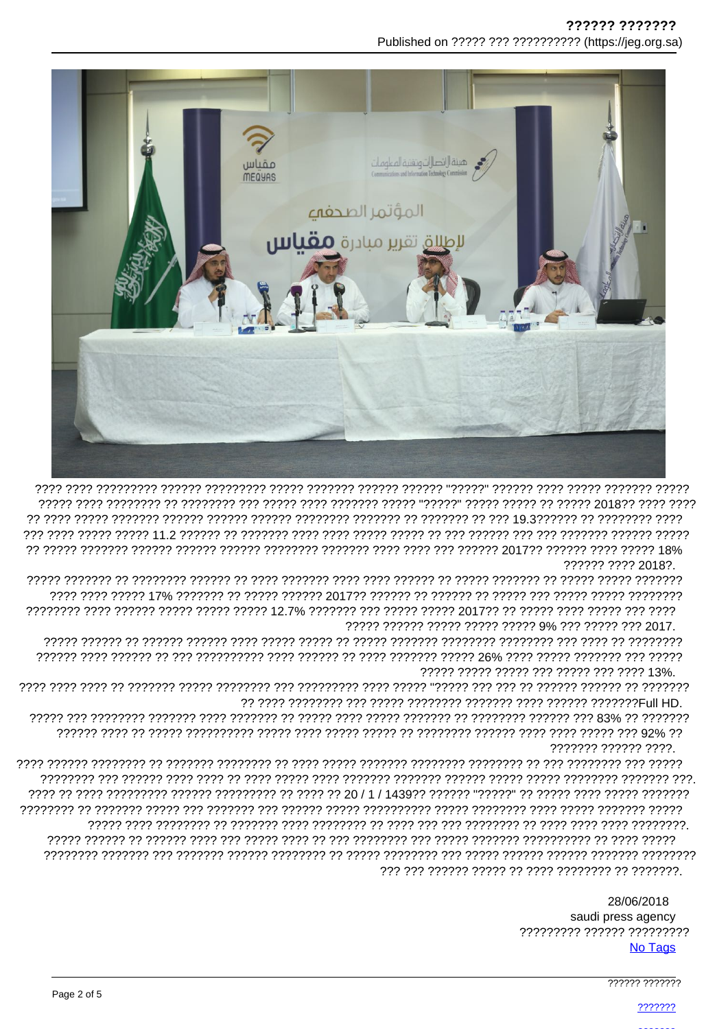???? ???? ????????? ?????? ????????? ????? ??????? ?????? ?????? "?????" ?????? ???? ????? ??????? ????? ????? ???? ???????? ?? ???????? ??? ????? ???? ??????? ????? "?????" ????? ????? ?? ????? 2018?? ???? ???? ?? ???? ????? ??????? ?????? ?????? ?????? ???????? ??????? ?? ??????? ?? ??? 19.3??????? ?? ???????? ???? ??? ???? ????? ????? 11.2 ?????? ?? ??????? ???? ???? ????? ????? ?? ??? ?????? ??? ??? ??????? ?????? ????? ?? ????? ??????? ?????? ?????? ?????? ???????? ??????? ???? ???? ??? ?????? 2017?? ?????? ???? ????? 18% ?????? ???? 2018?.

????? ??????? ?? ???????? ?????? ?? ???? ??????? ???? ???? ?????? ?? ????? ??????? ?? ????? ????? ??????? ???? ???? ????? 17% ??????? ?? ????? ?????? 2017?? ?????? ?? ?????? ?? ????? ??? ????? ????? ???????? ???????? ???? ?????? ????? ????? ????? 12.7% ??????? ??? ????? ????? 2017?? ?? ????? ???? ????? ??? ???? ????? ?????? ????? ????? ????? 9% ??? ????? ??? 2017.

????? ?????? ?? ?????? ?????? ???? ????? ????? ?? ????? ??????? ???????? ???????? ??? ???? ?? ???????? ?????? ???? ?????? ?? ??? ?????????? ???? ?????? ?? ???? ??????? ????? 26% ???? ????? ??????? ??? ????? ????? ????? ????? ??? ????? ??? ???? 13%.

???? ???? ???? ?? ??????? ????? ???????? ??? ????????? ???? ????? "????? ??? ??? ?? ?????? ?????? ?? ??????? ?? ???? ???????? ??? ????? ???????? ??????? ???? ?????? ???????Full HD.

????? ??? ???????? ??????? ???? ??????? ?? ????? ???? ????? ??????? ?? ???????? ?????? ??? 83% ?? ??????? ?????? ???? ?? ????? ?????????? ????? ???? ????? ????? ?? ???????? ?????? ???? ???? ????? ??? 92% ?? ??????? ?????? ????.

???? ?????? ???????? ?? ??????? ???????? ?? ???? ????? ??????? ???????? ???????? ?? ??? ???????? ??? ????? ???????? ??? ?????? ???? ???? ?? ???? ????? ???? ??????? ??????? ?????? ????? ????? ???????? ??????? ???. ???? ?? ???? ????????? ?????? ????????? ?? ???? ?? 20 / 1 / 1439?? ?????? "?????" ?? ????? ???? ????? ??????? ???????? ?? ??????? ????? ??? ??????? ??? ?????? ????? ?????????? ????? ???????? ???? ????? ??????? ????? ????? ???? ???????? ?? ??????? ???? ???????? ?? ???? ??? ??? ???????? ?? ???? ???? ???? ????????. ????? ?????? ?? ?????? ???? ??? ????? ???? ?? ??? ???????? ??? ????? ??????? ?????????? ?? ???? ????? ???????? ??????? ??? ??????? ?????? ???????? ?? ????? ???????? ??? ????? ?????? ?????? ??????? ???????? ??? ??? ?????? ????? ?? ???? ???????? ?? ???????.

28/06/2018
saudi press agency
????????? ?????? ?????????
No Tags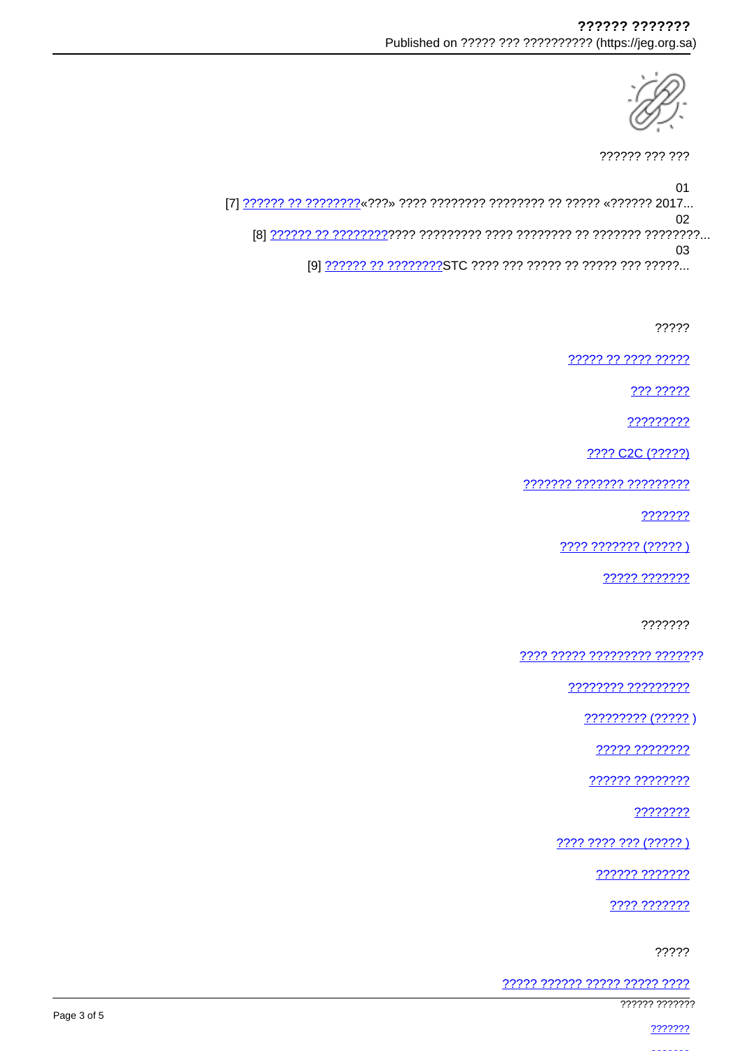?????? ??? ???

01

[7] ?????? ?? ????????«???» ???? ???????? ???????? ?? ????? «?????? 2017...

02

[8] ?????? ?? ???????????? ????????? ???? ???????? ?? ??????? ????????...

03

[9] ?????? ?? ????????STC ???? ??? ????? ?? ????? ??? ?????...

?????

????? ?? ???? ?????

??? ?????

?????????

???? C2C (?????)

??????? ??????? ?????????

???????

???? ??????? (????? )

????? ???????

???????

???? ????? ????????? ???????

???????? ?????????

????????? (????? )

????? ????????

?????? ????????

????????

???? ???? ??? (????? )

?????? ???????

???? ???????

?????

????? ?????? ????? ????? ????

???????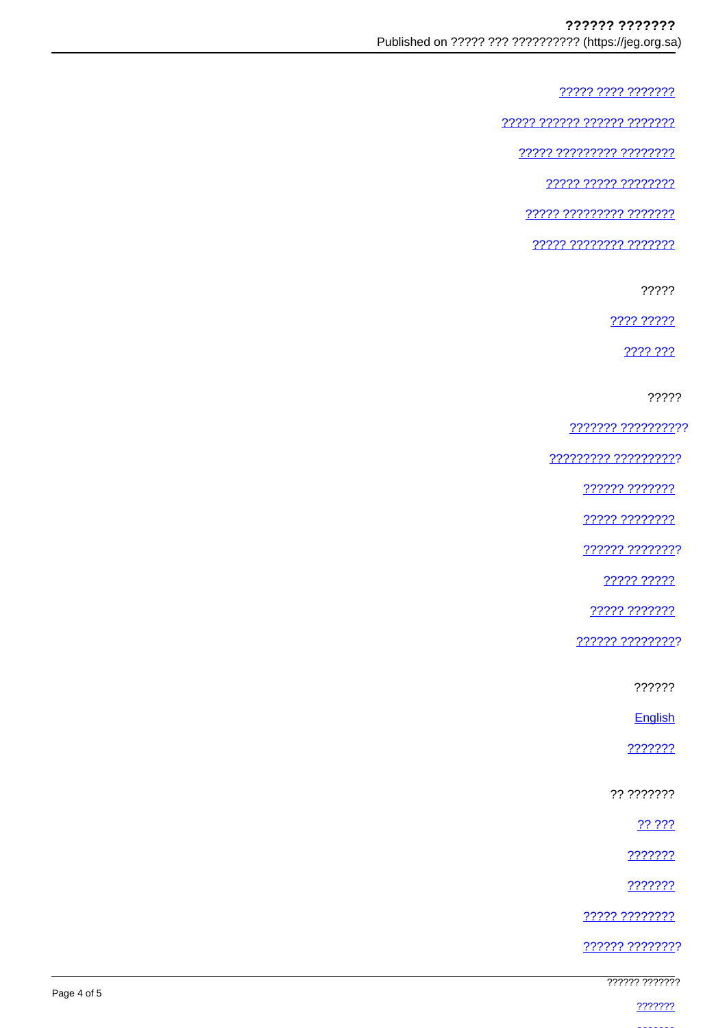????? ???? ???????

????? ?????? ?????? ???????

????? ????????? ????????

????? ????? ????????

????? ????????? ???????

????? ???????? ???????

?????

???? ?????

???? ???

?????

??????? ??????????

????????? ?????????

?????? ???????

????? ????????

?????? ????????

????? ?????

????? ???????

?????? ?????????

??????

English

???????

?? ???????

?? ???

???????

???????

????? ????????

?????? ????????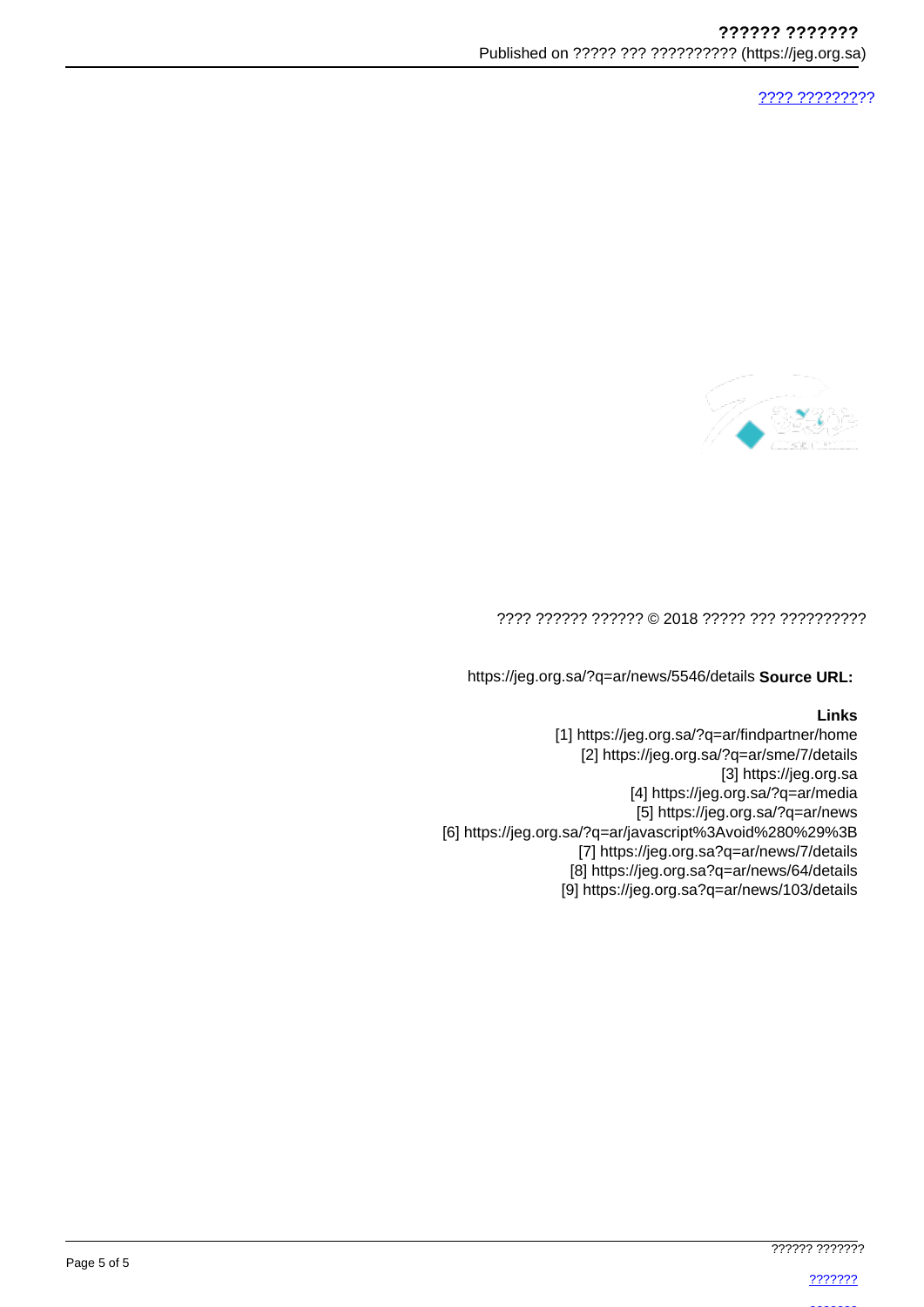???? ?????????

???? ?????? ?????? © 2018 ????? ??? ??????????

https://jeg.org.sa/?q=ar/news/5546/details **Source URL:**

**Links**

[1] https://jeg.org.sa/?q=ar/findpartner/home
[2] https://jeg.org.sa/?q=ar/sme/7/details
[3] https://jeg.org.sa
[4] https://jeg.org.sa/?q=ar/media
[5] https://jeg.org.sa/?q=ar/news
[6] https://jeg.org.sa/?q=ar/javascript%3Avoid%280%29%3B
[7] https://jeg.org.sa?q=ar/news/7/details
[8] https://jeg.org.sa?q=ar/news/64/details
[9] https://jeg.org.sa?q=ar/news/103/details

???????